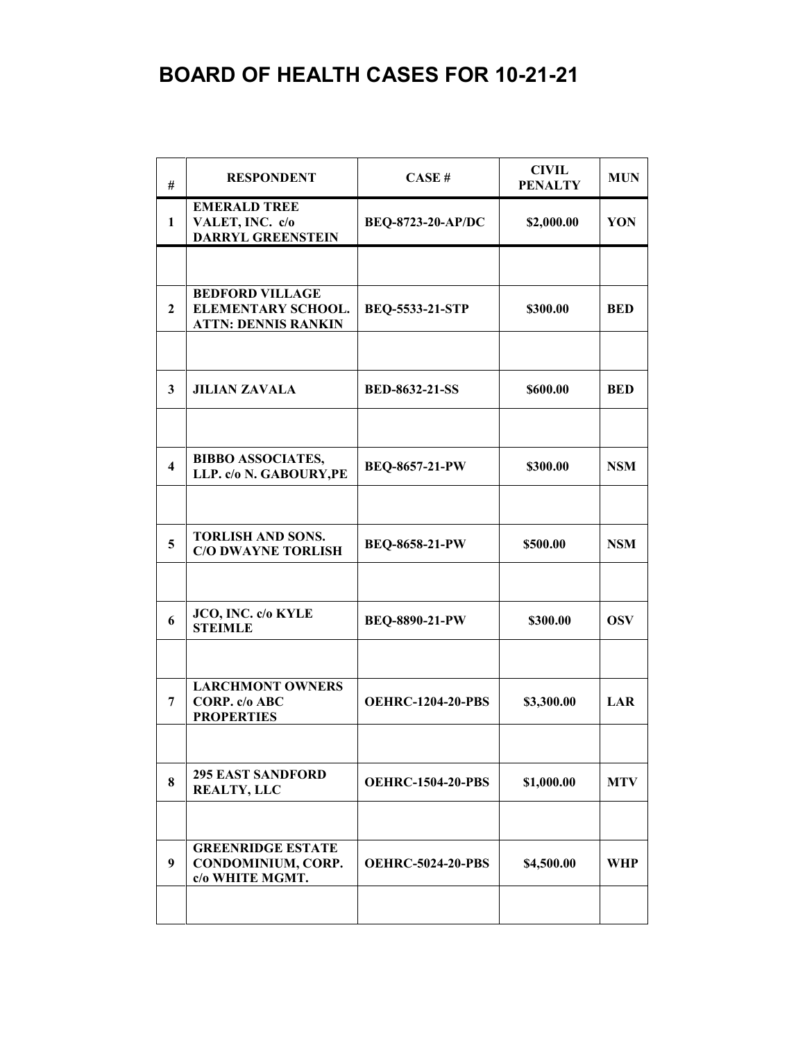# BOARD OF HEALTH CASES FOR 10-21-21

| # | RESPONDENT | CASE # | CIVIL PENALTY | MUN |
|---|---|---|---|---|
| 1 | EMERALD TREE VALET, INC. c/o DARRYL GREENSTEIN | BEQ-8723-20-AP/DC | $2,000.00 | YON |
| | | | | |
| 2 | BEDFORD VILLAGE ELEMENTARY SCHOOL. ATTN: DENNIS RANKIN | BEQ-5533-21-STP | $300.00 | BED |
| | | | | |
| 3 | JILIAN ZAVALA | BED-8632-21-SS | $600.00 | BED |
| | | | | |
| 4 | BIBBO ASSOCIATES, LLP. c/o N. GABOURY,PE | BEQ-8657-21-PW | $300.00 | NSM |
| | | | | |
| 5 | TORLISH AND SONS. C/O DWAYNE TORLISH | BEQ-8658-21-PW | $500.00 | NSM |
| | | | | |
| 6 | JCO, INC. c/o KYLE STEIMLE | BEQ-8890-21-PW | $300.00 | OSV |
| | | | | |
| 7 | LARCHMONT OWNERS CORP. c/o ABC PROPERTIES | OEHRC-1204-20-PBS | $3,300.00 | LAR |
| | | | | |
| 8 | 295 EAST SANDFORD REALTY, LLC | OEHRC-1504-20-PBS | $1,000.00 | MTV |
| | | | | |
| 9 | GREENRIDGE ESTATE CONDOMINIUM, CORP. c/o WHITE MGMT. | OEHRC-5024-20-PBS | $4,500.00 | WHP |
| | | | | |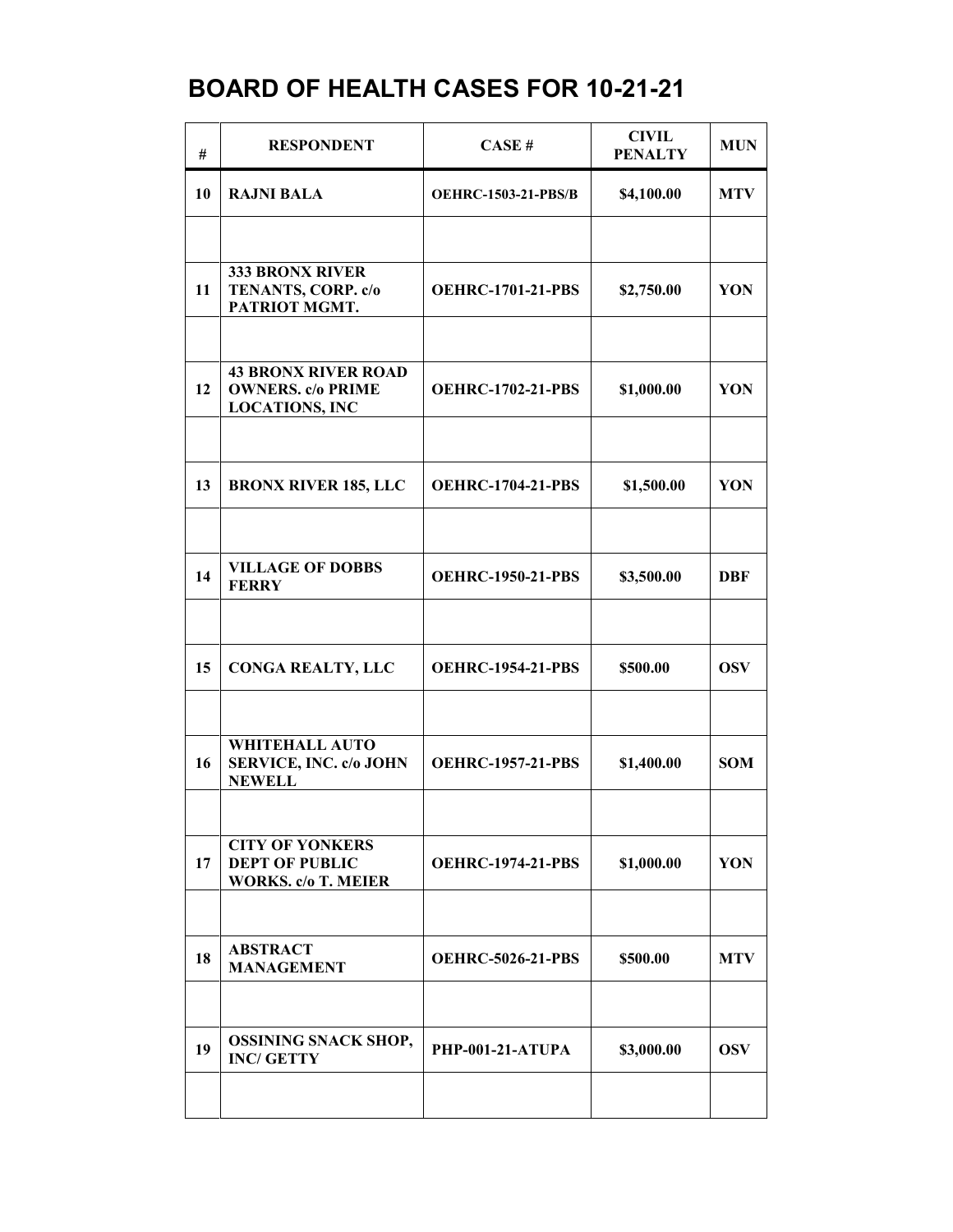# BOARD OF HEALTH CASES FOR 10-21-21

| # | RESPONDENT | CASE # | CIVIL PENALTY | MUN |
|---|---|---|---|---|
| 10 | RAJNI BALA | OEHRC-1503-21-PBS/B | $4,100.00 | MTV |
| | | | | |
| 11 | 333 BRONX RIVER TENANTS, CORP. c/o PATRIOT MGMT. | OEHRC-1701-21-PBS | $2,750.00 | YON |
| | | | | |
| 12 | 43 BRONX RIVER ROAD OWNERS. c/o PRIME LOCATIONS, INC | OEHRC-1702-21-PBS | $1,000.00 | YON |
| | | | | |
| 13 | BRONX RIVER 185, LLC | OEHRC-1704-21-PBS | $1,500.00 | YON |
| | | | | |
| 14 | VILLAGE OF DOBBS FERRY | OEHRC-1950-21-PBS | $3,500.00 | DBF |
| | | | | |
| 15 | CONGA REALTY, LLC | OEHRC-1954-21-PBS | $500.00 | OSV |
| | | | | |
| 16 | WHITEHALL AUTO SERVICE, INC. c/o JOHN NEWELL | OEHRC-1957-21-PBS | $1,400.00 | SOM |
| | | | | |
| 17 | CITY OF YONKERS DEPT OF PUBLIC WORKS. c/o T. MEIER | OEHRC-1974-21-PBS | $1,000.00 | YON |
| | | | | |
| 18 | ABSTRACT MANAGEMENT | OEHRC-5026-21-PBS | $500.00 | MTV |
| | | | | |
| 19 | OSSINING SNACK SHOP, INC/ GETTY | PHP-001-21-ATUPA | $3,000.00 | OSV |
| | | | | |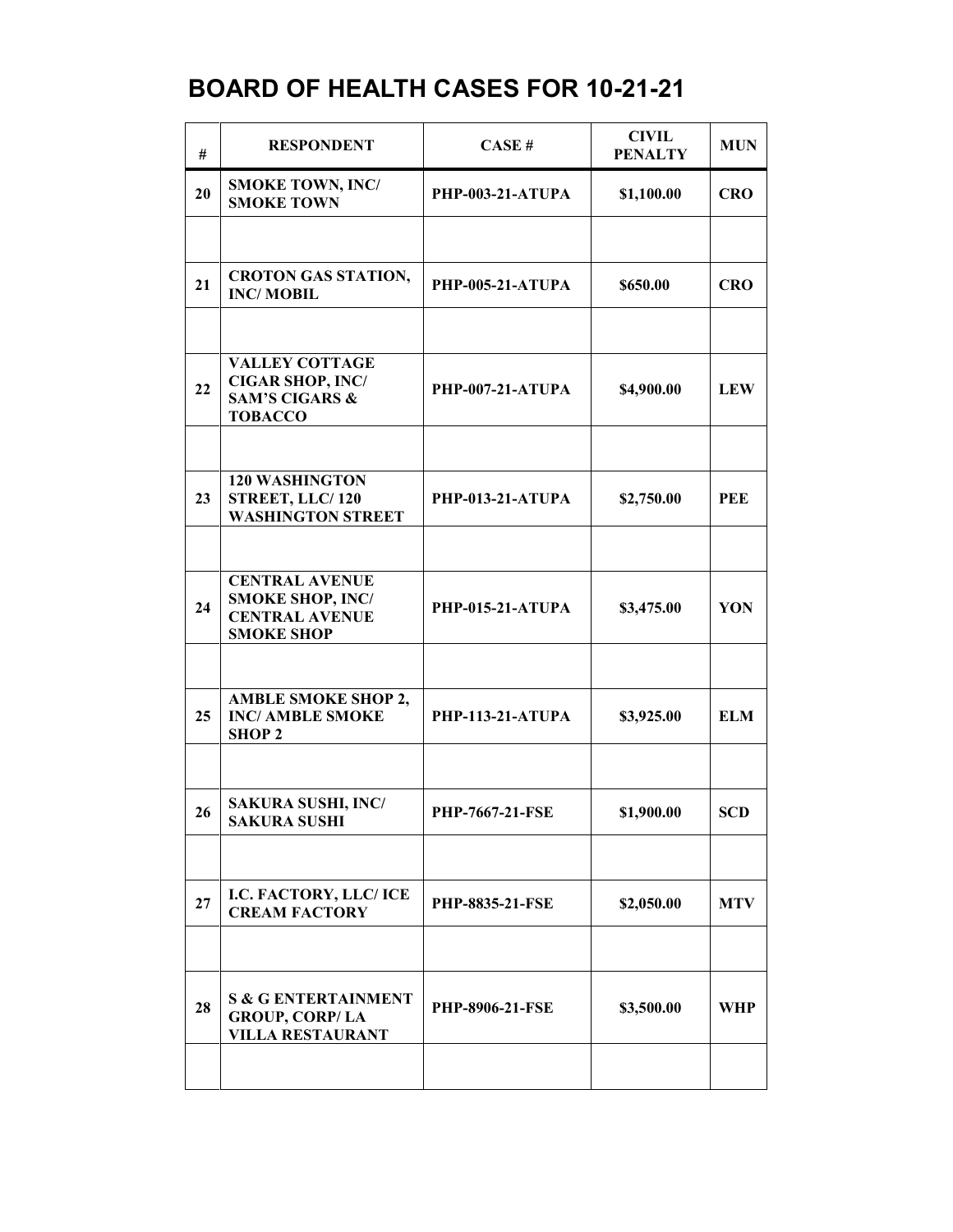# BOARD OF HEALTH CASES FOR 10-21-21

| # | RESPONDENT | CASE # | CIVIL PENALTY | MUN |
|---|---|---|---|---|
| 20 | SMOKE TOWN, INC/ SMOKE TOWN | PHP-003-21-ATUPA | $1,100.00 | CRO |
| | | | | |
| 21 | CROTON GAS STATION, INC/ MOBIL | PHP-005-21-ATUPA | $650.00 | CRO |
| | | | | |
| 22 | VALLEY COTTAGE CIGAR SHOP, INC/ SAM'S CIGARS & TOBACCO | PHP-007-21-ATUPA | $4,900.00 | LEW |
| | | | | |
| 23 | 120 WASHINGTON STREET, LLC/ 120 WASHINGTON STREET | PHP-013-21-ATUPA | $2,750.00 | PEE |
| | | | | |
| 24 | CENTRAL AVENUE SMOKE SHOP, INC/ CENTRAL AVENUE SMOKE SHOP | PHP-015-21-ATUPA | $3,475.00 | YON |
| | | | | |
| 25 | AMBLE SMOKE SHOP 2, INC/ AMBLE SMOKE SHOP 2 | PHP-113-21-ATUPA | $3,925.00 | ELM |
| | | | | |
| 26 | SAKURA SUSHI, INC/ SAKURA SUSHI | PHP-7667-21-FSE | $1,900.00 | SCD |
| | | | | |
| 27 | I.C. FACTORY, LLC/ ICE CREAM FACTORY | PHP-8835-21-FSE | $2,050.00 | MTV |
| | | | | |
| 28 | S & G ENTERTAINMENT GROUP, CORP/ LA VILLA RESTAURANT | PHP-8906-21-FSE | $3,500.00 | WHP |
| | | | | |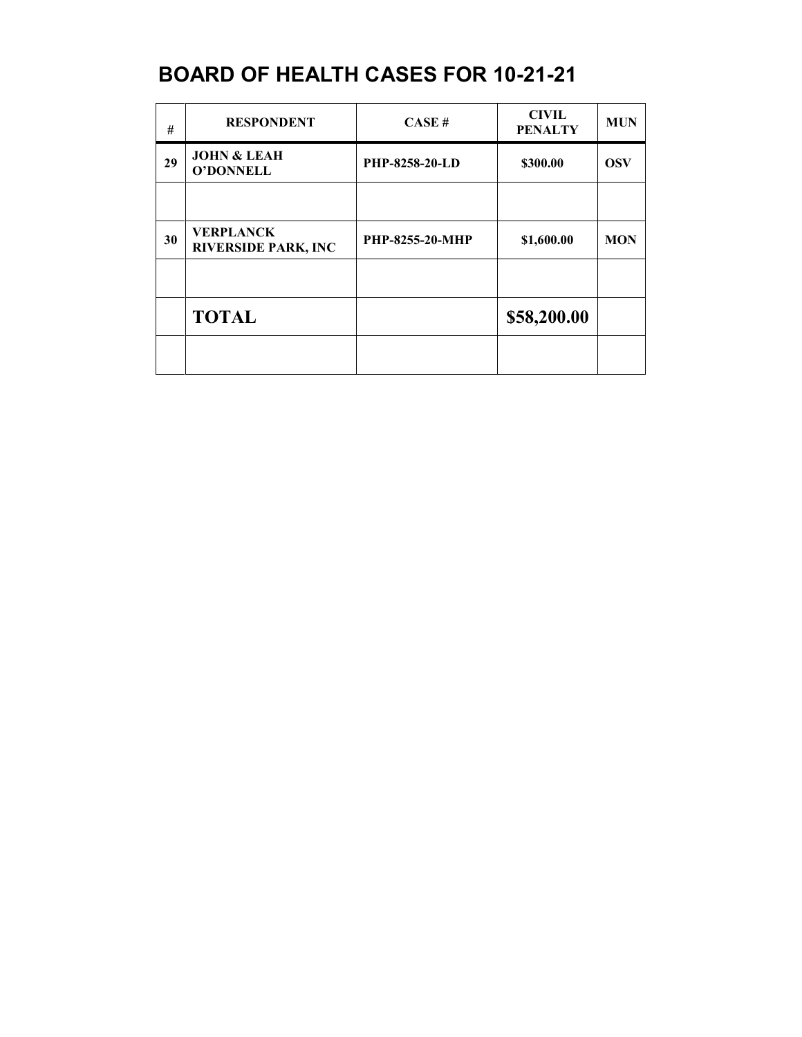# BOARD OF HEALTH CASES FOR 10-21-21

| # | RESPONDENT | CASE # | CIVIL PENALTY | MUN |
|---|---|---|---|---|
| 29 | JOHN & LEAH O'DONNELL | PHP-8258-20-LD | $300.00 | OSV |
| | | | | |
| 30 | VERPLANCK RIVERSIDE PARK, INC | PHP-8255-20-MHP | $1,600.00 | MON |
| | | | | |
| | **TOTAL** | | **$58,200.00** | |
| | | | | |